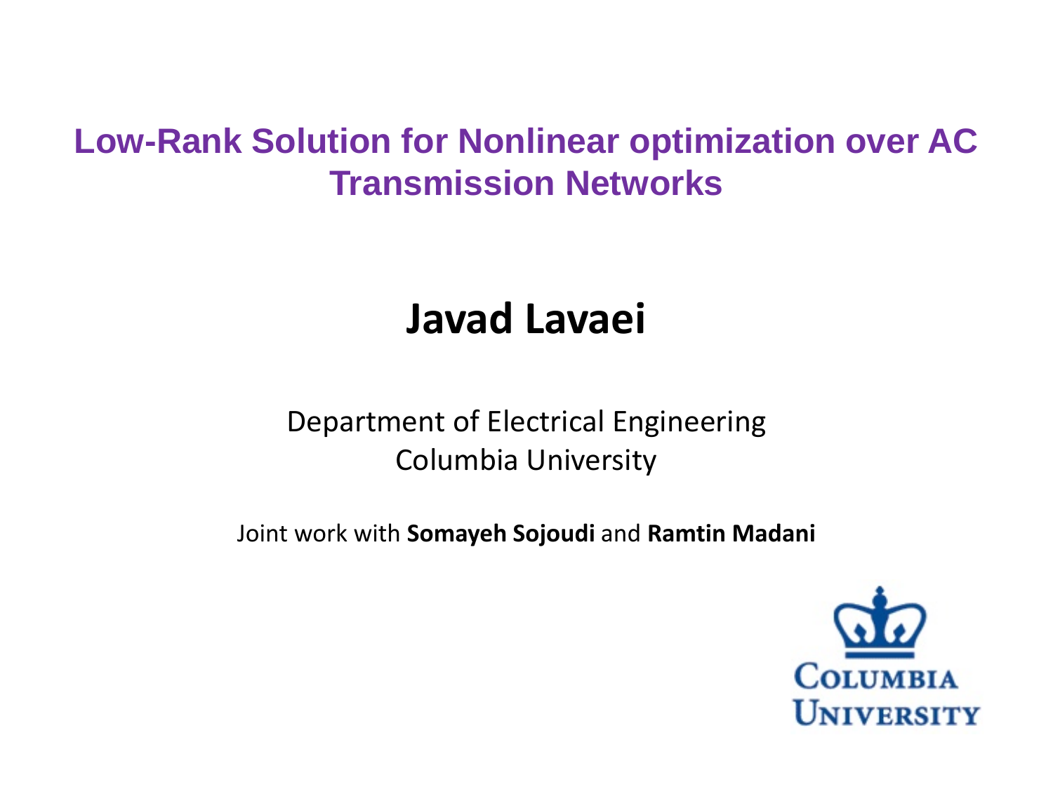# Low-Rank Solution for Nonlinear optimization over AC Transmission Networks

## Javad Lavaei

Department of Electrical Engineering
Columbia University

Joint work with **Somayeh Sojoudi** and **Ramtin Madani**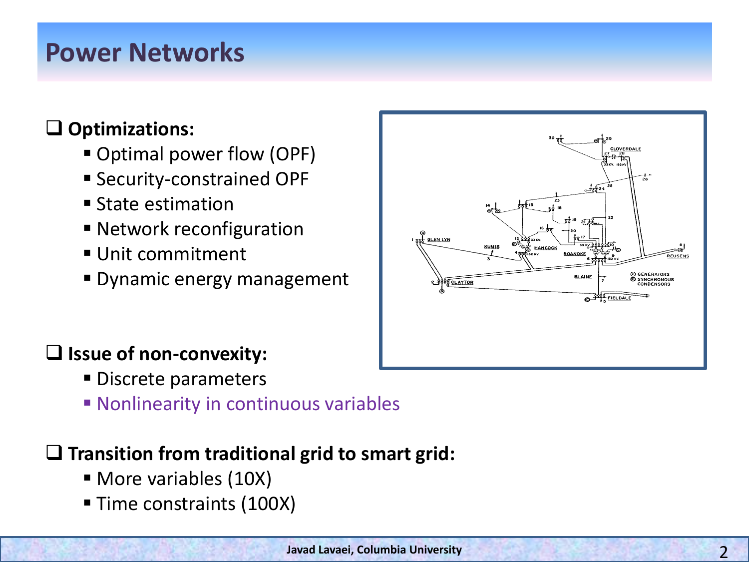# Power Networks

- **Optimizations:**
  - Optimal power flow (OPF)
  - Security-constrained OPF
  - State estimation
  - Network reconfiguration
  - Unit commitment
  - Dynamic energy management

- **Issue of non-convexity:**
  - Discrete parameters
  - Nonlinearity in continuous variables

- **Transition from traditional grid to smart grid:**
  - More variables (10X)
  - Time constraints (100X)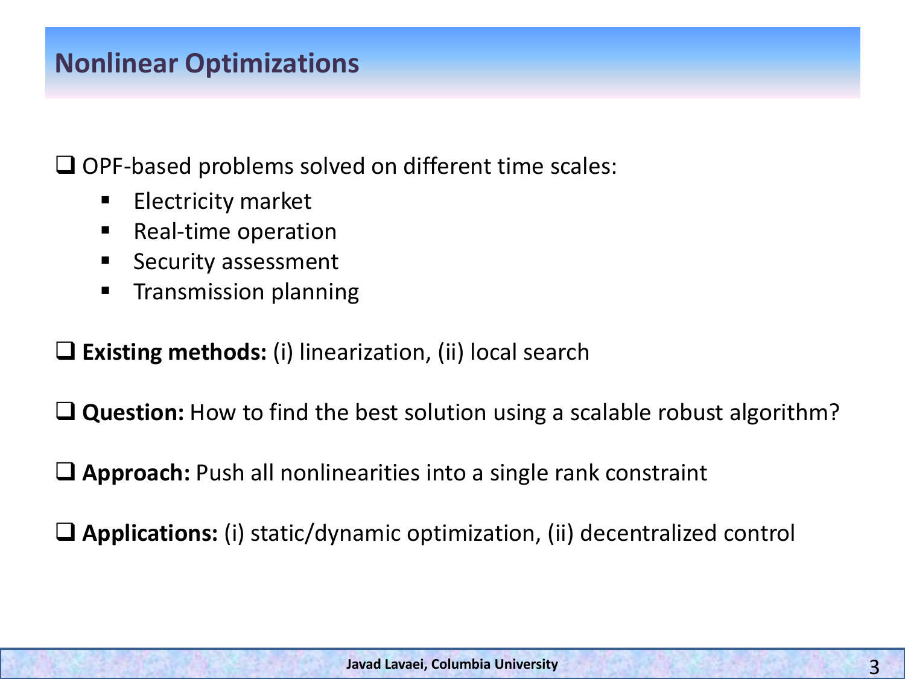# Nonlinear Optimizations

- OPF-based problems solved on different time scales:
  - Electricity market
  - Real-time operation
  - Security assessment
  - Transmission planning

- **Existing methods:** (i) linearization, (ii) local search

- **Question:** How to find the best solution using a scalable robust algorithm?

- **Approach:** Push all nonlinearities into a single rank constraint

- **Applications:** (i) static/dynamic optimization, (ii) decentralized control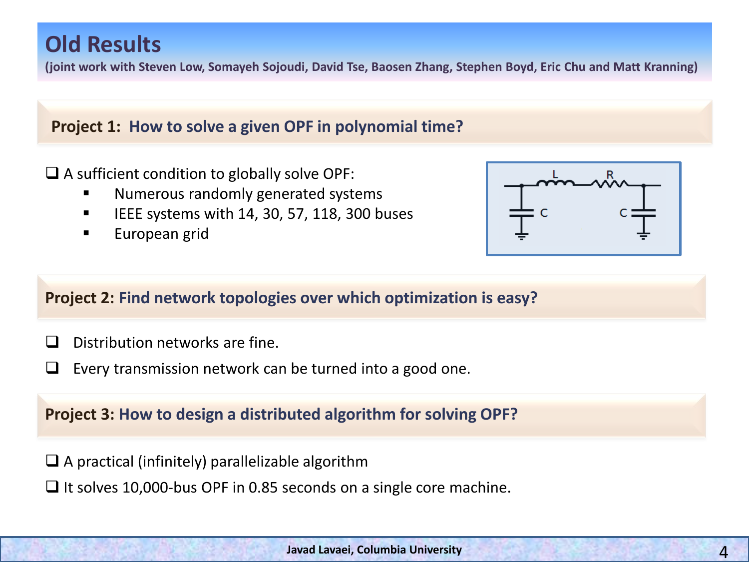# Old Results

**(joint work with Steven Low, Somayeh Sojoudi, David Tse, Baosen Zhang, Stephen Boyd, Eric Chu and Matt Kranning)**

## Project 1: How to solve a given OPF in polynomial time?

- A sufficient condition to globally solve OPF:
  - Numerous randomly generated systems
  - IEEE systems with 14, 30, 57, 118, 300 buses
  - European grid

## Project 2: Find network topologies over which optimization is easy?

- Distribution networks are fine.
- Every transmission network can be turned into a good one.

## Project 3: How to design a distributed algorithm for solving OPF?

- A practical (infinitely) parallelizable algorithm
- It solves 10,000-bus OPF in 0.85 seconds on a single core machine.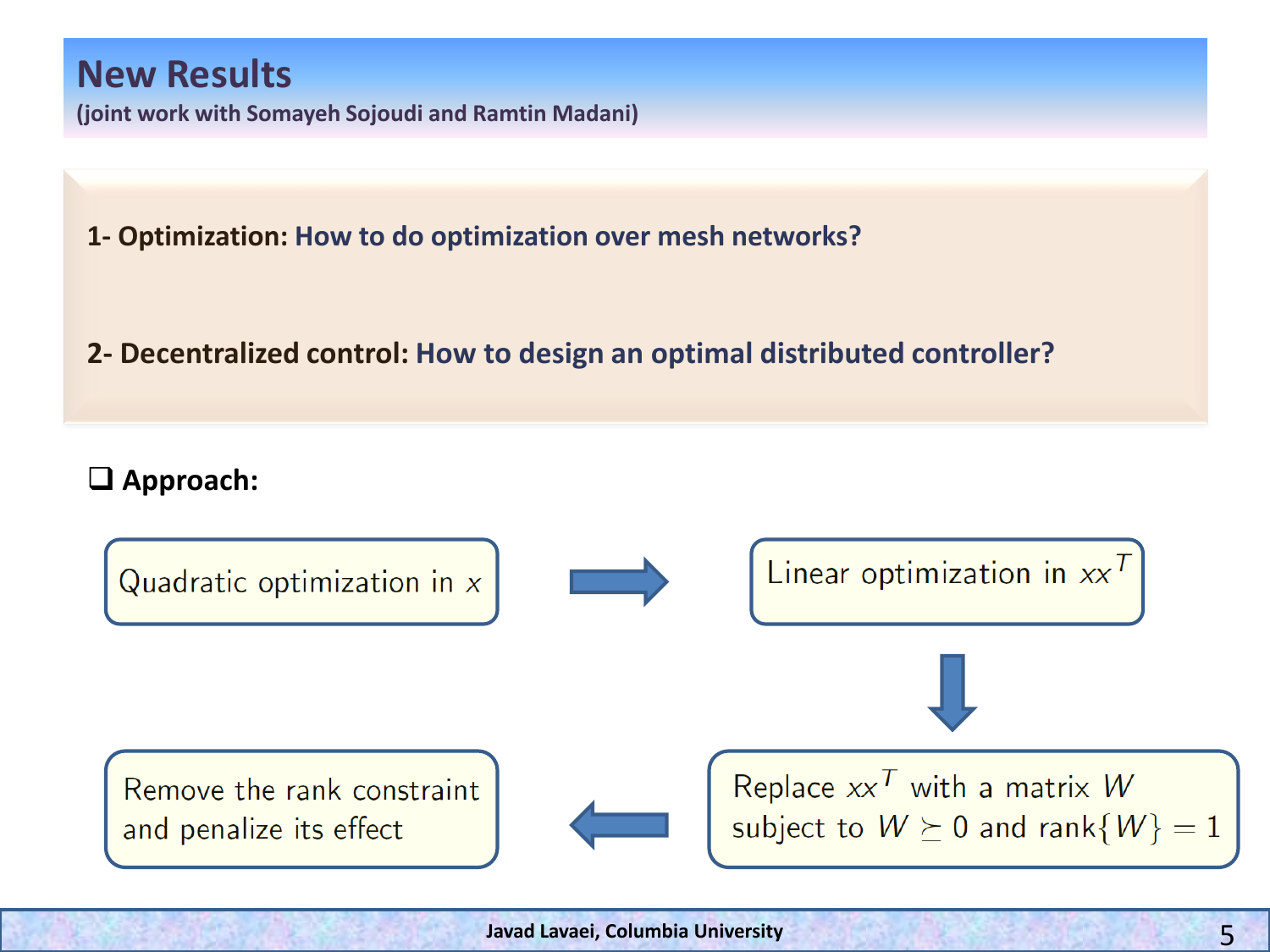# New Results

(joint work with Somayeh Sojoudi and Ramtin Madani)

**1- Optimization:** How to do optimization over mesh networks?

**2- Decentralized control:** How to design an optimal distributed controller?

- **Approach:**

Quadratic optimization in $x$ → Linear optimization in $xx^T$

↓

Replace $xx^T$ with a matrix $W$ subject to $W \succeq 0$ and $\text{rank}\{W\} = 1$

→ Remove the rank constraint and penalize its effect

Javad Lavaei, Columbia University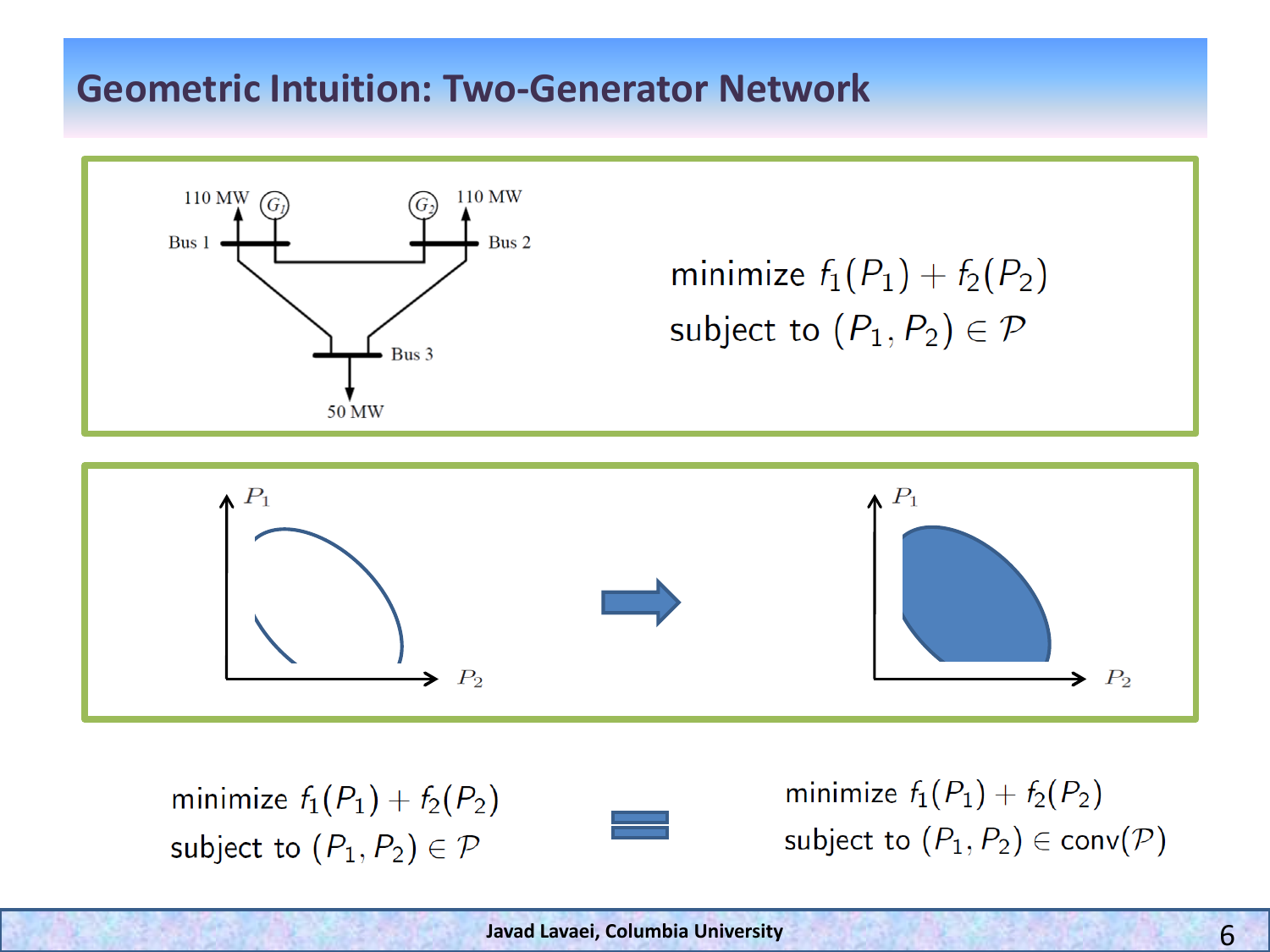# Geometric Intuition: Two-Generator Network

110 MW, $G_1$, Bus 1, $G_2$, 110 MW, Bus 2, Bus 3, 50 MW

$$\text{minimize } f_1(P_1) + f_2(P_2)$$
$$\text{subject to } (P_1, P_2) \in \mathcal{P}$$

$P_1$, $P_2$ → $P_1$, $P_2$

$$\begin{aligned}&\text{minimize } f_1(P_1) + f_2(P_2)\\&\text{subject to } (P_1, P_2) \in \mathcal{P}\end{aligned} \quad = \quad \begin{aligned}&\text{minimize } f_1(P_1) + f_2(P_2)\\&\text{subject to } (P_1, P_2) \in \text{conv}(\mathcal{P})\end{aligned}$$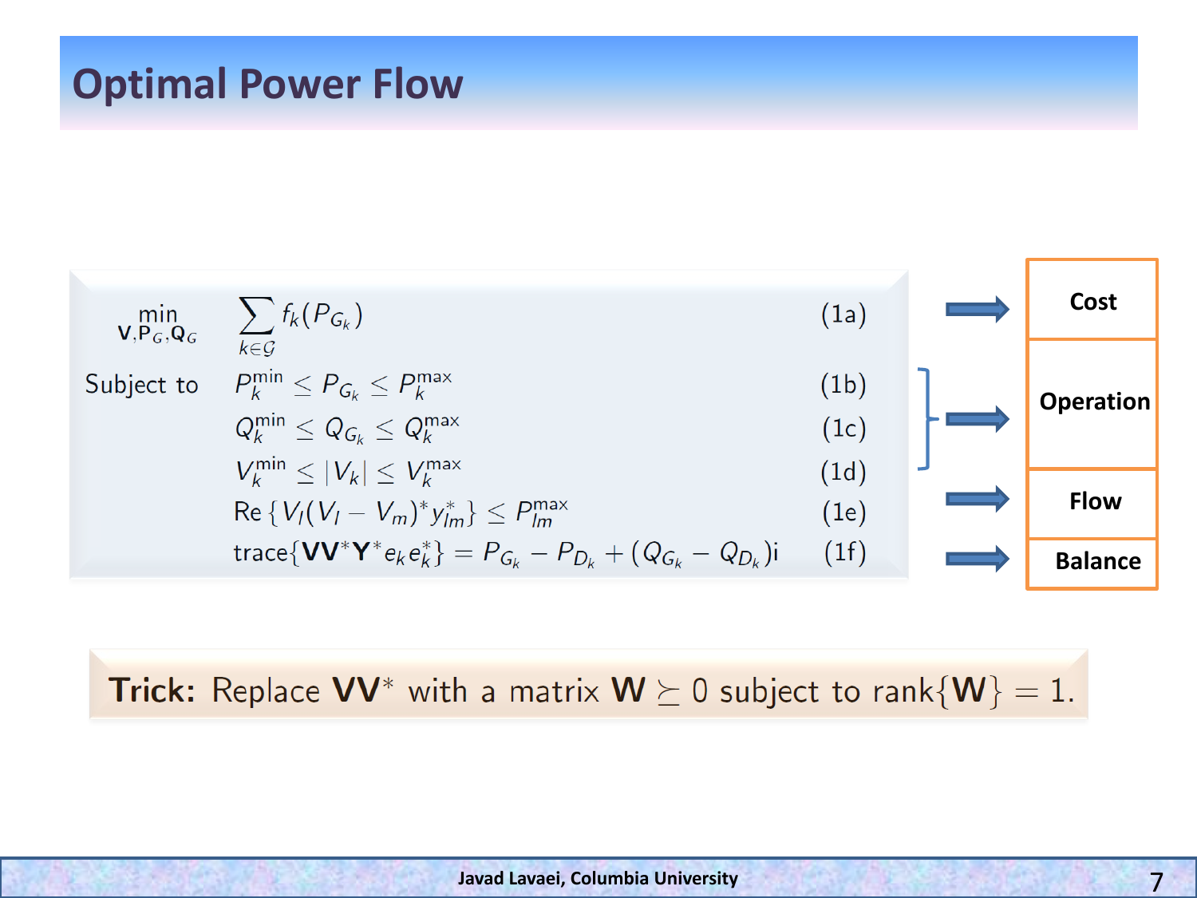# Optimal Power Flow

$$
\begin{aligned}
\min_{\mathbf{V},\mathbf{P}_G,\mathbf{Q}_G} \quad & \sum_{k\in\mathcal{G}} f_k(P_{G_k}) && \text{(1a)} \\
\text{Subject to} \quad & P_k^{\min} \leq P_{G_k} \leq P_k^{\max} && \text{(1b)} \\
& Q_k^{\min} \leq Q_{G_k} \leq Q_k^{\max} && \text{(1c)} \\
& V_k^{\min} \leq |V_k| \leq V_k^{\max} && \text{(1d)} \\
& \operatorname{Re}\left\{V_l(V_l - V_m)^* y_{lm}^*\right\} \leq P_{lm}^{\max} && \text{(1e)} \\
& \operatorname{trace}\{\mathbf{V}\mathbf{V}^*\mathbf{Y}^* e_k e_k^*\} = P_{G_k} - P_{D_k} + (Q_{G_k} - Q_{D_k})\mathrm{i} && \text{(1f)}
\end{aligned}
$$

- (1a) → **Cost**
- (1b)–(1d) → **Operation**
- (1e) → **Flow**
- (1f) → **Balance**

**Trick:** Replace $\mathbf{V}\mathbf{V}^*$ with a matrix $\mathbf{W} \succeq 0$ subject to $\operatorname{rank}\{\mathbf{W}\} = 1$.

Javad Lavaei, Columbia University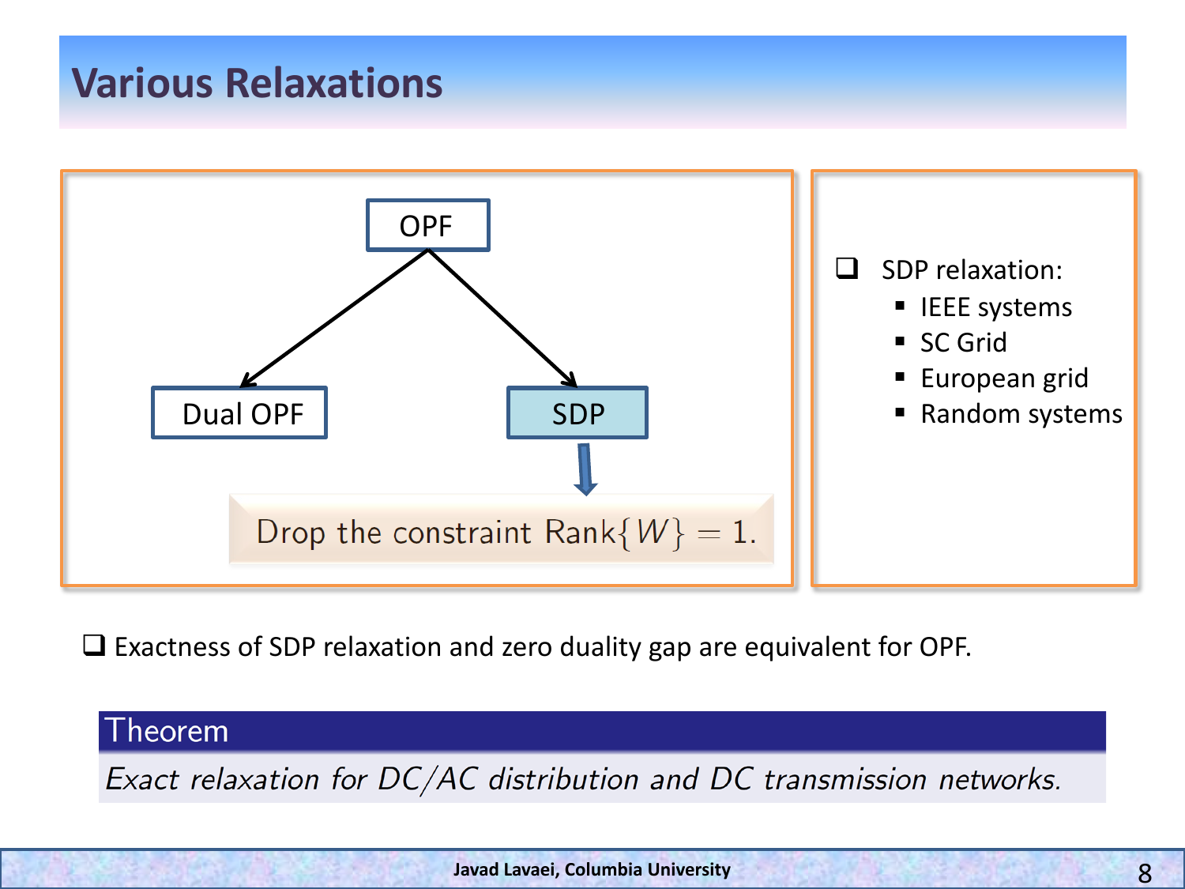# Various Relaxations

OPF

Dual OPF

SDP

Drop the constraint $\text{Rank}\{W\} = 1.$

- SDP relaxation:
  - IEEE systems
  - SC Grid
  - European grid
  - Random systems

- Exactness of SDP relaxation and zero duality gap are equivalent for OPF.

**Theorem**

*Exact relaxation for DC/AC distribution and DC transmission networks.*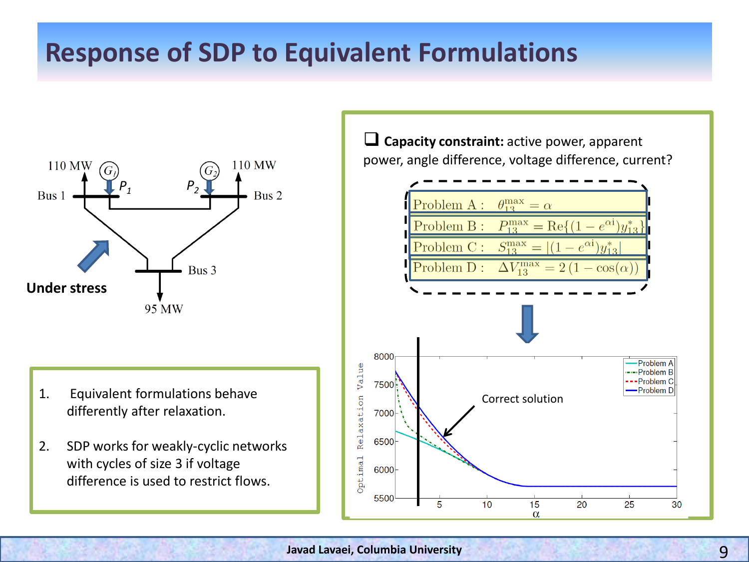# Response of SDP to Equivalent Formulations

110 MW — $G_1$ — $P_1$ — Bus 1

$P_2$ — $G_2$ — 110 MW — Bus 2

Bus 3 — 95 MW

**Under stress**

1. Equivalent formulations behave differently after relaxation.
2. SDP works for weakly-cyclic networks with cycles of size 3 if voltage difference is used to restrict flows.

- **Capacity constraint:** active power, apparent power, angle difference, voltage difference, current?

| | |
|---|---|
| Problem A : | $\theta_{13}^{\max} = \alpha$ |
| Problem B : | $P_{13}^{\max} = \mathrm{Re}\{(1 - e^{\alpha i})y_{13}^*\}$ |
| Problem C : | $S_{13}^{\max} = \lvert(1 - e^{\alpha i})y_{13}^*\rvert$ |
| Problem D : | $\Delta V_{13}^{\max} = 2\,(1 - \cos(\alpha))$ |

Plot: Optimal Relaxation Value vs. $\alpha$ (Problem A, Problem B, Problem C, Problem D) — Correct solution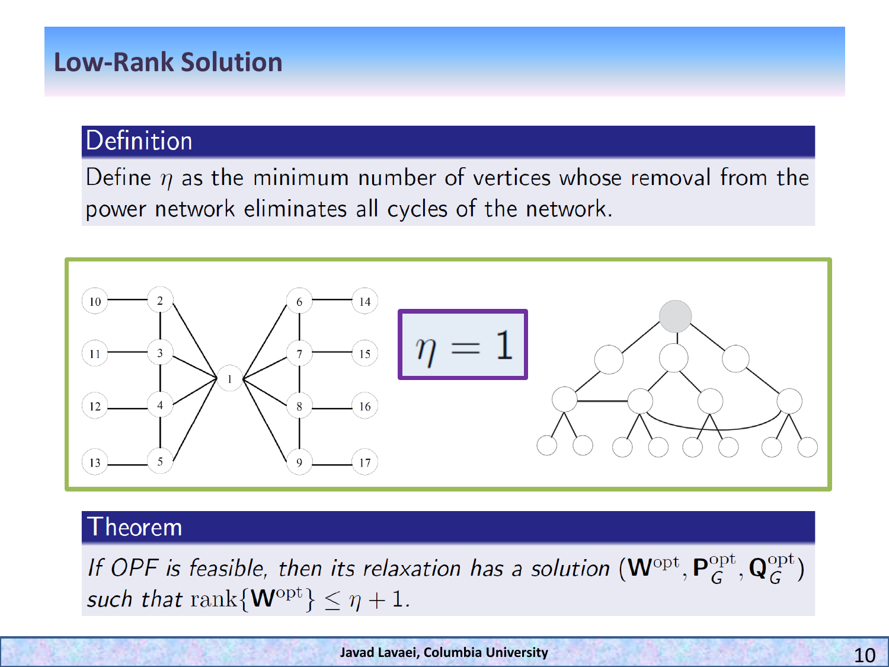# Low-Rank Solution

## Definition

Define $\eta$ as the minimum number of vertices whose removal from the power network eliminates all cycles of the network.

$\eta = 1$

## Theorem

*If OPF is feasible, then its relaxation has a solution* $(\mathbf{W}^{\text{opt}}, \mathbf{P}_G^{\text{opt}}, \mathbf{Q}_G^{\text{opt}})$ *such that* $\text{rank}\{\mathbf{W}^{\text{opt}}\} \leq \eta + 1$.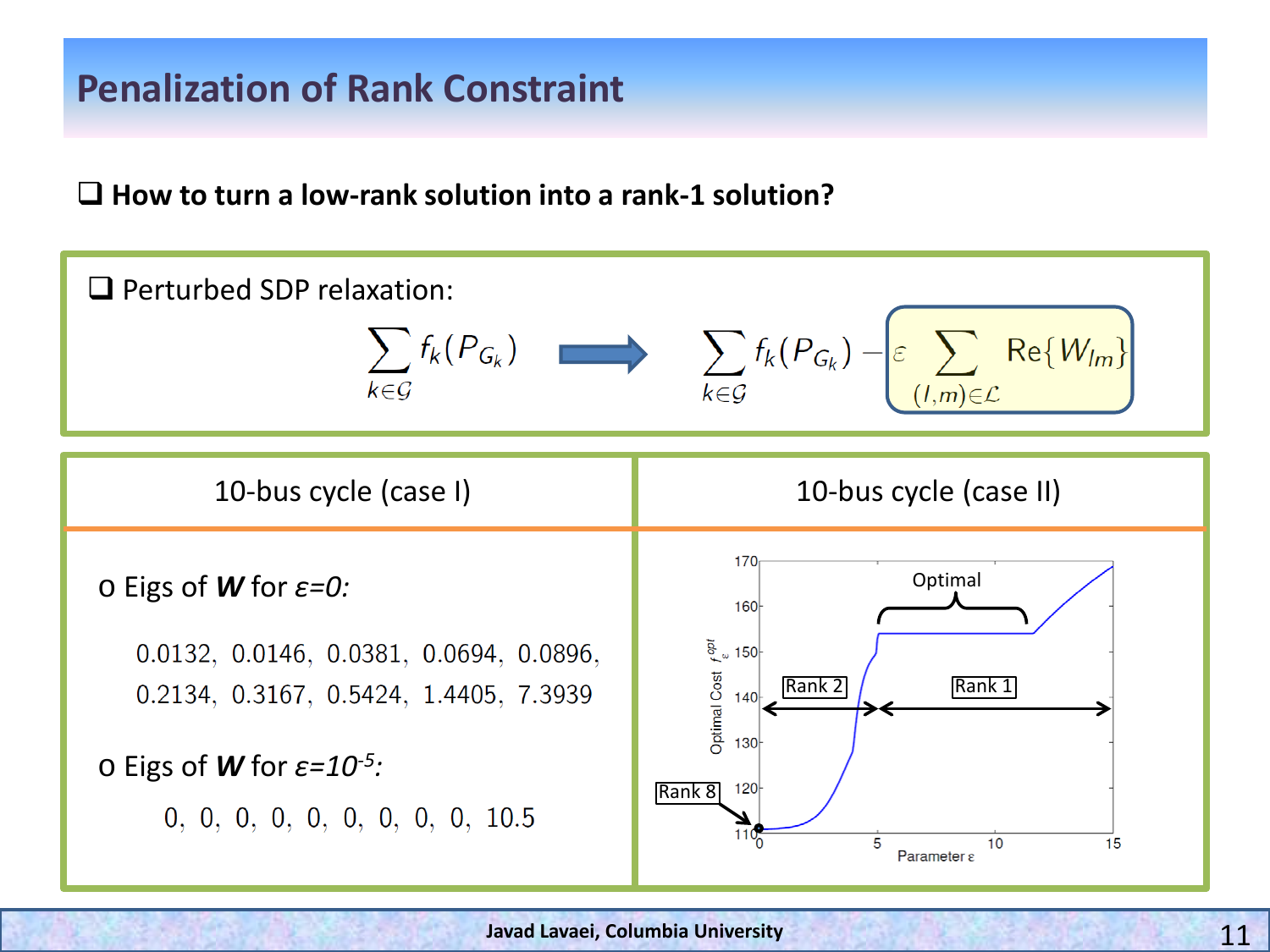# Penalization of Rank Constraint

- **How to turn a low-rank solution into a rank-1 solution?**

- Perturbed SDP relaxation:

$$\sum_{k\in\mathcal{G}} f_k(P_{G_k}) \;\Rightarrow\; \sum_{k\in\mathcal{G}} f_k(P_{G_k}) - \varepsilon \sum_{(l,m)\in\mathcal{L}} \mathrm{Re}\{W_{lm}\}$$

## 10-bus cycle (case I)

- Eigs of ***W*** for *ε=0*:

$$0.0132,\; 0.0146,\; 0.0381,\; 0.0694,\; 0.0896,\; 0.2134,\; 0.3167,\; 0.5424,\; 1.4405,\; 7.3939$$

- Eigs of ***W*** for *ε=10*$^{-5}$:

$$0,\; 0,\; 0,\; 0,\; 0,\; 0,\; 0,\; 0,\; 0,\; 10.5$$

## 10-bus cycle (case II)

Plot: Optimal Cost $f_\varepsilon^{opt}$ versus Parameter ε (0 to 15), cost axis 110 to 170. Annotations: "Rank 8" at ε = 0; "Rank 2" for small ε (up to about 4.5); "Rank 1" for larger ε; "Optimal" marking the flat region of the curve (around cost 154, ε ≈ 5 to 12).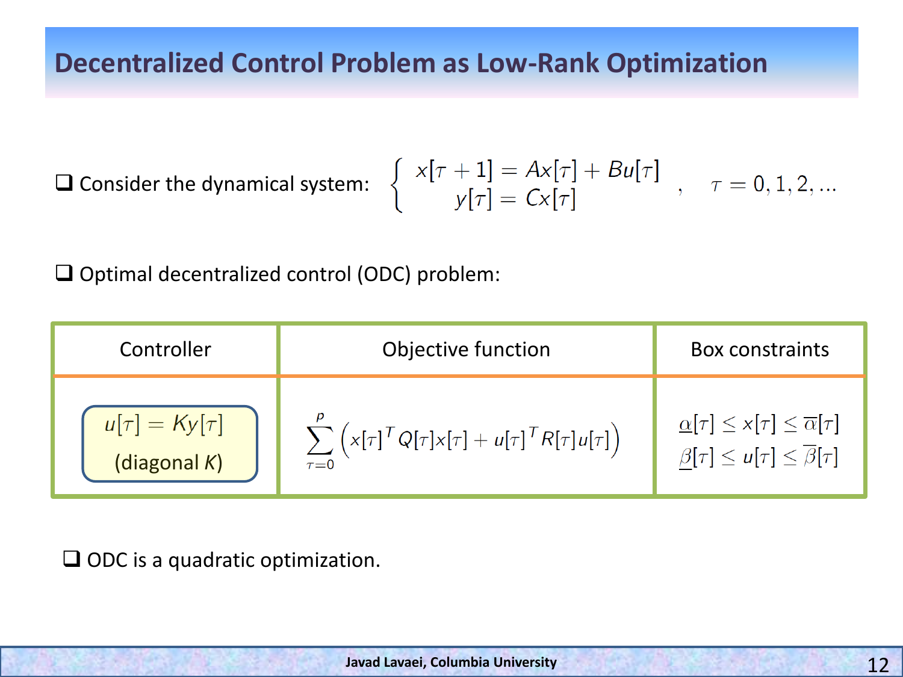# Decentralized Control Problem as Low-Rank Optimization

- Consider the dynamical system: $\begin{cases} x[\tau+1] = Ax[\tau] + Bu[\tau] \\ y[\tau] = Cx[\tau] \end{cases}, \quad \tau = 0, 1, 2, \ldots$

- Optimal decentralized control (ODC) problem:

| Controller | Objective function | Box constraints |
|---|---|---|
| $u[\tau] = Ky[\tau]$ (diagonal $K$) | $\sum_{\tau=0}^{p} \left( x[\tau]^T Q[\tau] x[\tau] + u[\tau]^T R[\tau] u[\tau] \right)$ | $\underline{\alpha}[\tau] \leq x[\tau] \leq \overline{\alpha}[\tau]$ <br> $\underline{\beta}[\tau] \leq u[\tau] \leq \overline{\beta}[\tau]$ |

- ODC is a quadratic optimization.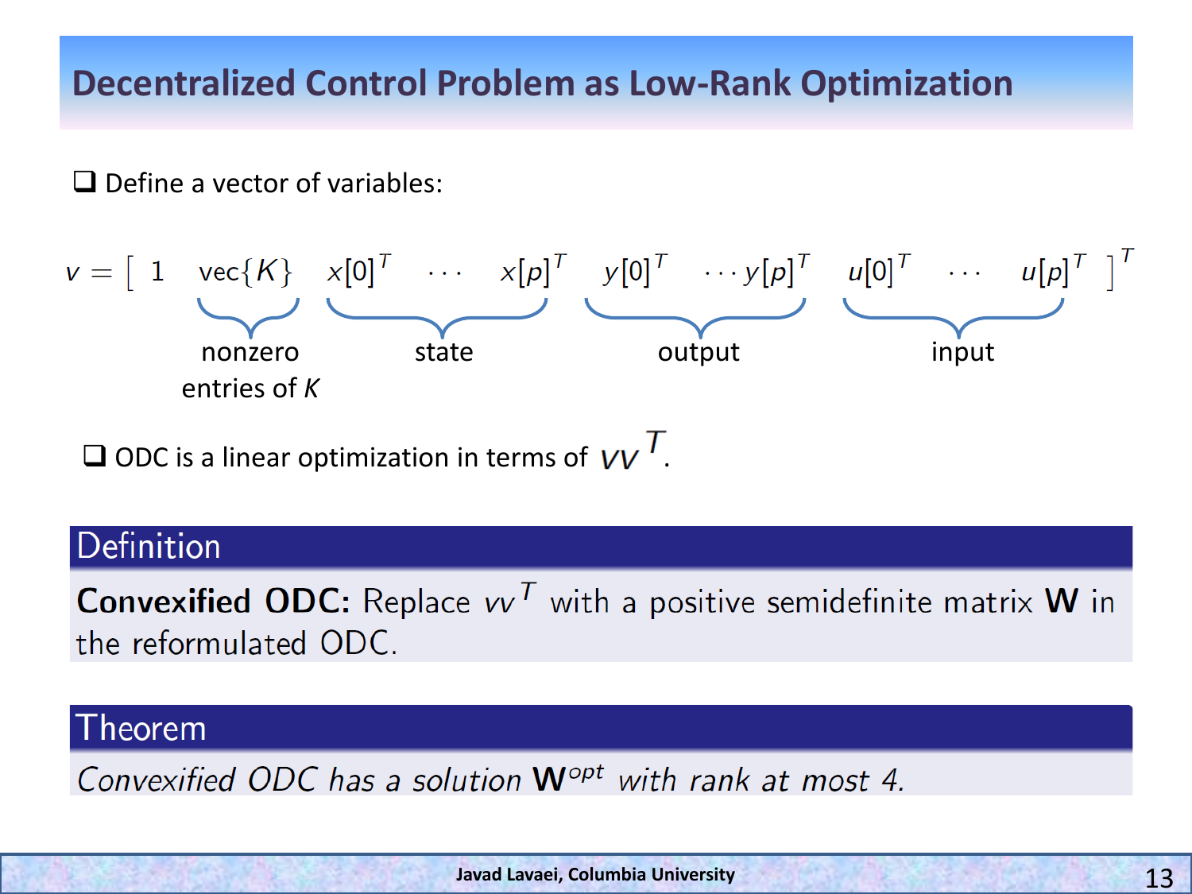# Decentralized Control Problem as Low-Rank Optimization

- Define a vector of variables:

$$v = \Big[\ 1 \quad \underbrace{\mathrm{vec}\{K\}}_{\text{nonzero entries of } K} \quad \underbrace{x[0]^T \ \cdots \ x[p]^T}_{\text{state}} \quad \underbrace{y[0]^T \ \cdots y[p]^T}_{\text{output}} \quad \underbrace{u[0]^T \ \cdots \ u[p]^T}_{\text{input}}\ \Big]^T$$

- ODC is a linear optimization in terms of $vv^T$.

## Definition

**Convexified ODC:** Replace $vv^T$ with a positive semidefinite matrix $\mathbf{W}$ in the reformulated ODC.

## Theorem

*Convexified ODC has a solution $\mathbf{W}^{opt}$ with rank at most 4.*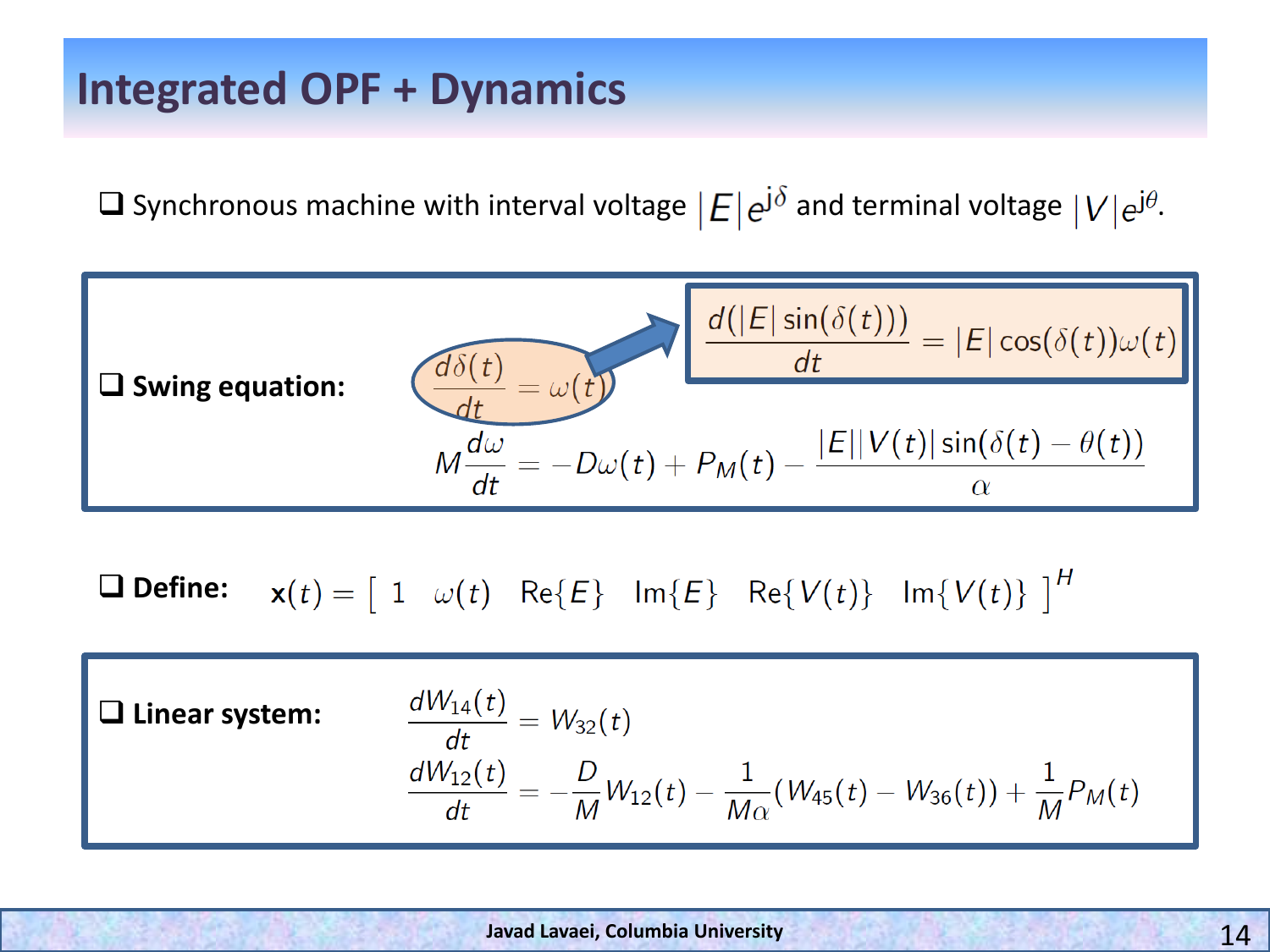# Integrated OPF + Dynamics

- Synchronous machine with interval voltage $|E|e^{j\delta}$ and terminal voltage $|V|e^{j\theta}$.

- **Swing equation:**

$$\frac{d\delta(t)}{dt} = \omega(t)$$

$$\frac{d(|E|\sin(\delta(t)))}{dt} = |E|\cos(\delta(t))\omega(t)$$

$$M\frac{d\omega}{dt} = -D\omega(t) + P_M(t) - \frac{|E||V(t)|\sin(\delta(t)-\theta(t))}{\alpha}$$

- **Define:** $\mathbf{x}(t) = \begin{bmatrix} 1 & \omega(t) & \mathrm{Re}\{E\} & \mathrm{Im}\{E\} & \mathrm{Re}\{V(t)\} & \mathrm{Im}\{V(t)\} \end{bmatrix}^H$

- **Linear system:**

$$\frac{dW_{14}(t)}{dt} = W_{32}(t)$$

$$\frac{dW_{12}(t)}{dt} = -\frac{D}{M}W_{12}(t) - \frac{1}{M\alpha}(W_{45}(t) - W_{36}(t)) + \frac{1}{M}P_M(t)$$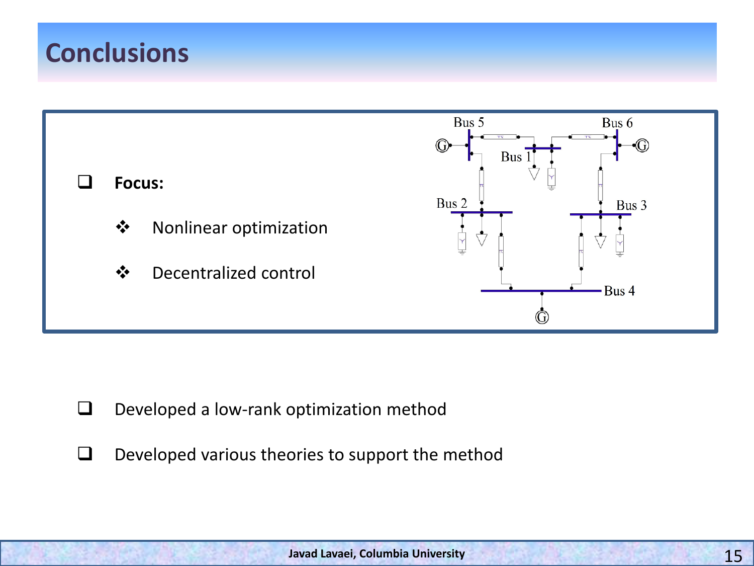# Conclusions

- **Focus:**
  - Nonlinear optimization
  - Decentralized control

Bus 5
Bus 6
Bus 1
Bus 2
Bus 3
Bus 4
G
G
G

- Developed a low-rank optimization method
- Developed various theories to support the method